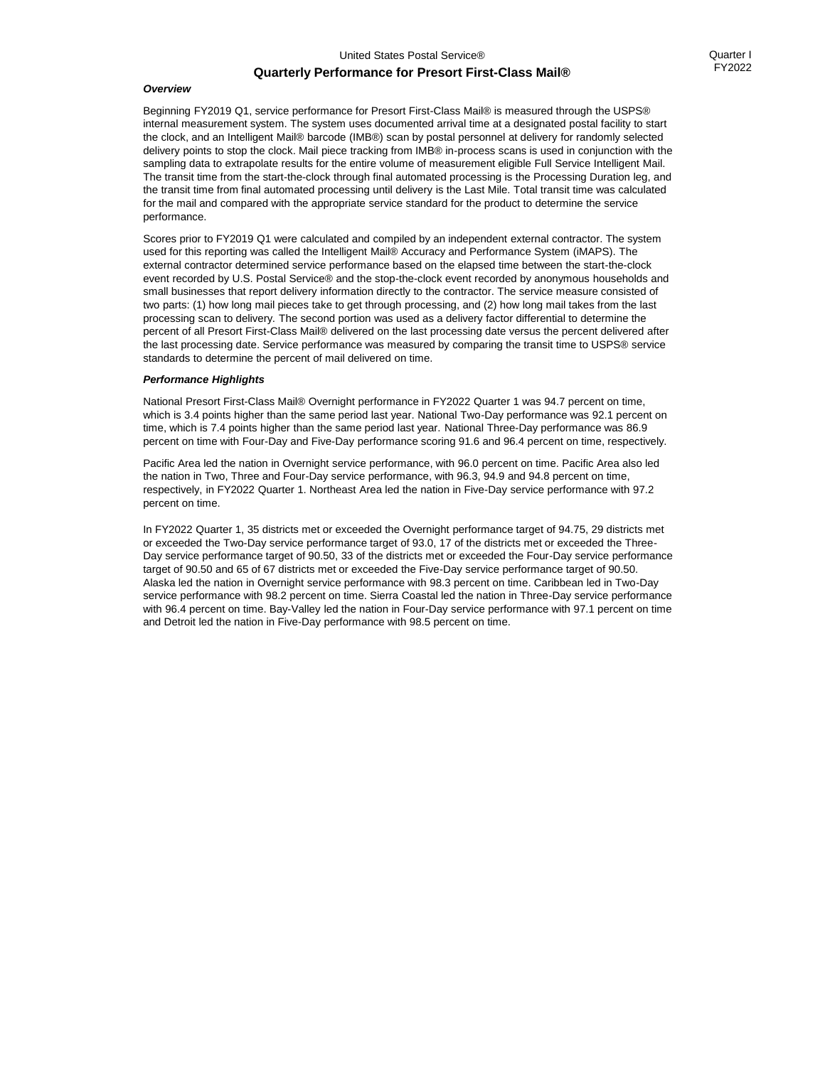United States Postal Service®

# Quarterly Performance for Presort First-Class Mail®

Quarter I
FY2022

### *Overview*

Beginning FY2019 Q1, service performance for Presort First-Class Mail® is measured through the USPS® internal measurement system. The system uses documented arrival time at a designated postal facility to start the clock, and an Intelligent Mail® barcode (IMB®) scan by postal personnel at delivery for randomly selected delivery points to stop the clock. Mail piece tracking from IMB® in-process scans is used in conjunction with the sampling data to extrapolate results for the entire volume of measurement eligible Full Service Intelligent Mail. The transit time from the start-the-clock through final automated processing is the Processing Duration leg, and the transit time from final automated processing until delivery is the Last Mile. Total transit time was calculated for the mail and compared with the appropriate service standard for the product to determine the service performance.

Scores prior to FY2019 Q1 were calculated and compiled by an independent external contractor. The system used for this reporting was called the Intelligent Mail® Accuracy and Performance System (iMAPS). The external contractor determined service performance based on the elapsed time between the start-the-clock event recorded by U.S. Postal Service® and the stop-the-clock event recorded by anonymous households and small businesses that report delivery information directly to the contractor. The service measure consisted of two parts: (1) how long mail pieces take to get through processing, and (2) how long mail takes from the last processing scan to delivery. The second portion was used as a delivery factor differential to determine the percent of all Presort First-Class Mail® delivered on the last processing date versus the percent delivered after the last processing date. Service performance was measured by comparing the transit time to USPS® service standards to determine the percent of mail delivered on time.

### *Performance Highlights*

National Presort First-Class Mail® Overnight performance in FY2022 Quarter 1 was 94.7 percent on time, which is 3.4 points higher than the same period last year. National Two-Day performance was 92.1 percent on time, which is 7.4 points higher than the same period last year. National Three-Day performance was 86.9 percent on time with Four-Day and Five-Day performance scoring 91.6 and 96.4 percent on time, respectively.

Pacific Area led the nation in Overnight service performance, with 96.0 percent on time. Pacific Area also led the nation in Two, Three and Four-Day service performance, with 96.3, 94.9 and 94.8 percent on time, respectively, in FY2022 Quarter 1. Northeast Area led the nation in Five-Day service performance with 97.2 percent on time.

In FY2022 Quarter 1, 35 districts met or exceeded the Overnight performance target of 94.75, 29 districts met or exceeded the Two-Day service performance target of 93.0, 17 of the districts met or exceeded the Three-Day service performance target of 90.50, 33 of the districts met or exceeded the Four-Day service performance target of 90.50 and 65 of 67 districts met or exceeded the Five-Day service performance target of 90.50. Alaska led the nation in Overnight service performance with 98.3 percent on time. Caribbean led in Two-Day service performance with 98.2 percent on time. Sierra Coastal led the nation in Three-Day service performance with 96.4 percent on time. Bay-Valley led the nation in Four-Day service performance with 97.1 percent on time and Detroit led the nation in Five-Day performance with 98.5 percent on time.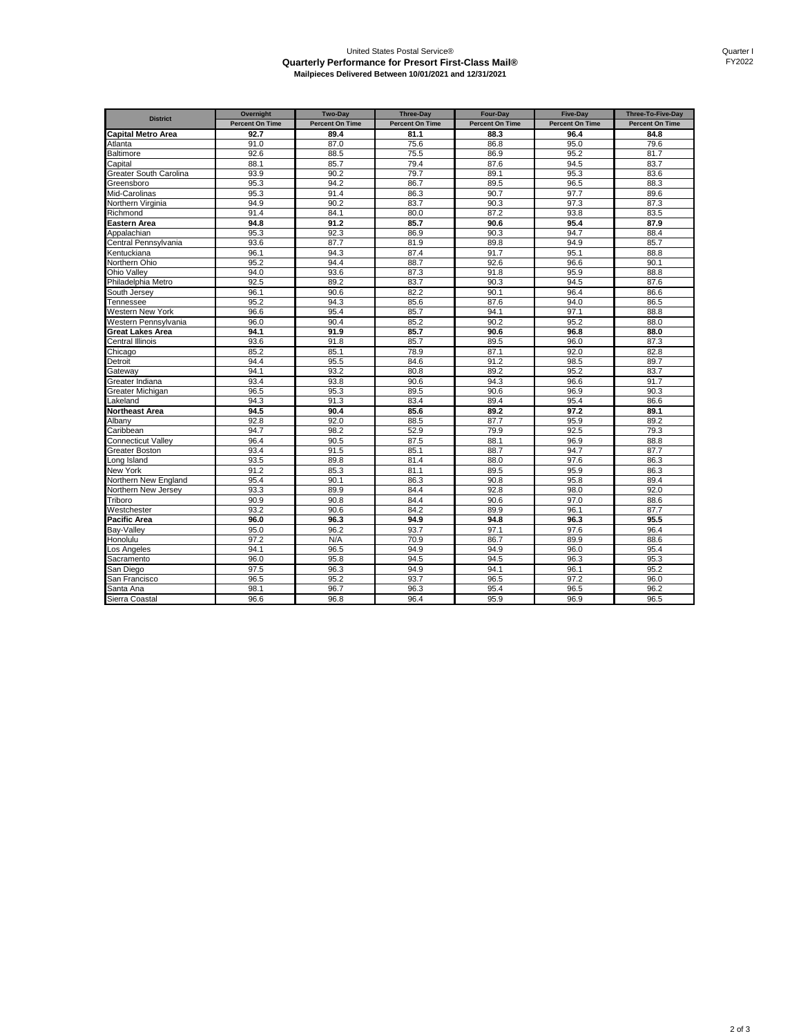United States Postal Service®

**Quarterly Performance for Presort First-Class Mail®**

**Mailpieces Delivered Between 10/01/2021 and 12/31/2021**

Quarter I
FY2022

| District | Overnight | Two-Day | Three-Day | Four-Day | Five-Day | Three-To-Five-Day |
|---|---|---|---|---|---|---|
| | Percent On Time | Percent On Time | Percent On Time | Percent On Time | Percent On Time | Percent On Time |
| **Capital Metro Area** | **92.7** | **89.4** | **81.1** | **88.3** | **96.4** | **84.8** |
| Atlanta | 91.0 | 87.0 | 75.6 | 86.8 | 95.0 | 79.6 |
| Baltimore | 92.6 | 88.5 | 75.5 | 86.9 | 95.2 | 81.7 |
| Capital | 88.1 | 85.7 | 79.4 | 87.6 | 94.5 | 83.7 |
| Greater South Carolina | 93.9 | 90.2 | 79.7 | 89.1 | 95.3 | 83.6 |
| Greensboro | 95.3 | 94.2 | 86.7 | 89.5 | 96.5 | 88.3 |
| Mid-Carolinas | 95.3 | 91.4 | 86.3 | 90.7 | 97.7 | 89.6 |
| Northern Virginia | 94.9 | 90.2 | 83.7 | 90.3 | 97.3 | 87.3 |
| Richmond | 91.4 | 84.1 | 80.0 | 87.2 | 93.8 | 83.5 |
| **Eastern Area** | **94.8** | **91.2** | **85.7** | **90.6** | **95.4** | **87.9** |
| Appalachian | 95.3 | 92.3 | 86.9 | 90.3 | 94.7 | 88.4 |
| Central Pennsylvania | 93.6 | 87.7 | 81.9 | 89.8 | 94.9 | 85.7 |
| Kentuckiana | 96.1 | 94.3 | 87.4 | 91.7 | 95.1 | 88.8 |
| Northern Ohio | 95.2 | 94.4 | 88.7 | 92.6 | 96.6 | 90.1 |
| Ohio Valley | 94.0 | 93.6 | 87.3 | 91.8 | 95.9 | 88.8 |
| Philadelphia Metro | 92.5 | 89.2 | 83.7 | 90.3 | 94.5 | 87.6 |
| South Jersey | 96.1 | 90.6 | 82.2 | 90.1 | 96.4 | 86.6 |
| Tennessee | 95.2 | 94.3 | 85.6 | 87.6 | 94.0 | 86.5 |
| Western New York | 96.6 | 95.4 | 85.7 | 94.1 | 97.1 | 88.8 |
| Western Pennsylvania | 96.0 | 90.4 | 85.2 | 90.2 | 95.2 | 88.0 |
| **Great Lakes Area** | **94.1** | **91.9** | **85.7** | **90.6** | **96.8** | **88.0** |
| Central Illinois | 93.6 | 91.8 | 85.7 | 89.5 | 96.0 | 87.3 |
| Chicago | 85.2 | 85.1 | 78.9 | 87.1 | 92.0 | 82.8 |
| Detroit | 94.4 | 95.5 | 84.6 | 91.2 | 98.5 | 89.7 |
| Gateway | 94.1 | 93.2 | 80.8 | 89.2 | 95.2 | 83.7 |
| Greater Indiana | 93.4 | 93.8 | 90.6 | 94.3 | 96.6 | 91.7 |
| Greater Michigan | 96.5 | 95.3 | 89.5 | 90.6 | 96.9 | 90.3 |
| Lakeland | 94.3 | 91.3 | 83.4 | 89.4 | 95.4 | 86.6 |
| **Northeast Area** | **94.5** | **90.4** | **85.6** | **89.2** | **97.2** | **89.1** |
| Albany | 92.8 | 92.0 | 88.5 | 87.7 | 95.9 | 89.2 |
| Caribbean | 94.7 | 98.2 | 52.9 | 79.9 | 92.5 | 79.3 |
| Connecticut Valley | 96.4 | 90.5 | 87.5 | 88.1 | 96.9 | 88.8 |
| Greater Boston | 93.4 | 91.5 | 85.1 | 88.7 | 94.7 | 87.7 |
| Long Island | 93.5 | 89.8 | 81.4 | 88.0 | 97.6 | 86.3 |
| New York | 91.2 | 85.3 | 81.1 | 89.5 | 95.9 | 86.3 |
| Northern New England | 95.4 | 90.1 | 86.3 | 90.8 | 95.8 | 89.4 |
| Northern New Jersey | 93.3 | 89.9 | 84.4 | 92.8 | 98.0 | 92.0 |
| Triboro | 90.9 | 90.8 | 84.4 | 90.6 | 97.0 | 88.6 |
| Westchester | 93.2 | 90.6 | 84.2 | 89.9 | 96.1 | 87.7 |
| **Pacific Area** | **96.0** | **96.3** | **94.9** | **94.8** | **96.3** | **95.5** |
| Bay-Valley | 95.0 | 96.2 | 93.7 | 97.1 | 97.6 | 96.4 |
| Honolulu | 97.2 | N/A | 70.9 | 86.7 | 89.9 | 88.6 |
| Los Angeles | 94.1 | 96.5 | 94.9 | 94.9 | 96.0 | 95.4 |
| Sacramento | 96.0 | 95.8 | 94.5 | 94.5 | 96.3 | 95.3 |
| San Diego | 97.5 | 96.3 | 94.9 | 94.1 | 96.1 | 95.2 |
| San Francisco | 96.5 | 95.2 | 93.7 | 96.5 | 97.2 | 96.0 |
| Santa Ana | 98.1 | 96.7 | 96.3 | 95.4 | 96.5 | 96.2 |
| Sierra Coastal | 96.6 | 96.8 | 96.4 | 95.9 | 96.9 | 96.5 |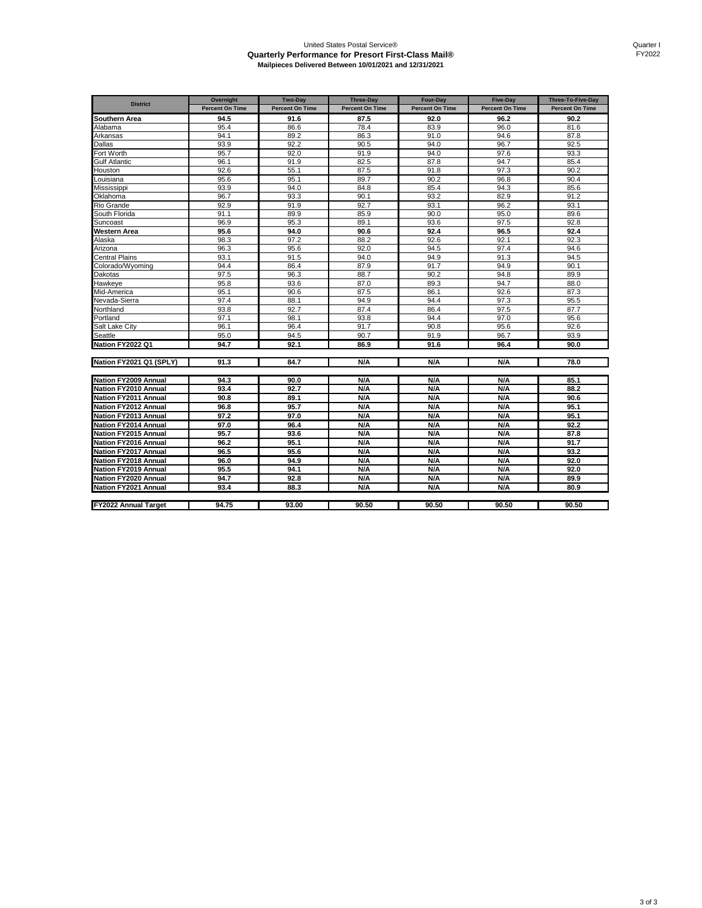United States Postal Service®

**Quarterly Performance for Presort First-Class Mail®**

**Mailpieces Delivered Between 10/01/2021 and 12/31/2021**

Quarter I
FY2022

| District | Overnight Percent On Time | Two-Day Percent On Time | Three-Day Percent On Time | Four-Day Percent On Time | Five-Day Percent On Time | Three-To-Five-Day Percent On Time |
|---|---|---|---|---|---|---|
| **Southern Area** | **94.5** | **91.6** | **87.5** | **92.0** | **96.2** | **90.2** |
| Alabama | 95.4 | 86.6 | 78.4 | 83.9 | 96.0 | 81.6 |
| Arkansas | 94.1 | 89.2 | 86.3 | 91.0 | 94.6 | 87.8 |
| Dallas | 93.9 | 92.2 | 90.5 | 94.0 | 96.7 | 92.5 |
| Fort Worth | 95.7 | 92.0 | 91.9 | 94.0 | 97.6 | 93.3 |
| Gulf Atlantic | 96.1 | 91.9 | 82.5 | 87.8 | 94.7 | 85.4 |
| Houston | 92.6 | 55.1 | 87.5 | 91.8 | 97.3 | 90.2 |
| Louisiana | 95.6 | 95.1 | 89.7 | 90.2 | 96.8 | 90.4 |
| Mississippi | 93.9 | 94.0 | 84.8 | 85.4 | 94.3 | 85.6 |
| Oklahoma | 96.7 | 93.3 | 90.1 | 93.2 | 82.9 | 91.2 |
| Rio Grande | 92.9 | 91.9 | 92.7 | 93.1 | 96.2 | 93.1 |
| South Florida | 91.1 | 89.9 | 85.9 | 90.0 | 95.0 | 89.6 |
| Suncoast | 96.9 | 95.3 | 89.1 | 93.6 | 97.5 | 92.8 |
| **Western Area** | **95.6** | **94.0** | **90.6** | **92.4** | **96.5** | **92.4** |
| Alaska | 98.3 | 97.2 | 88.2 | 92.6 | 92.1 | 92.3 |
| Arizona | 96.3 | 95.6 | 92.0 | 94.5 | 97.4 | 94.6 |
| Central Plains | 93.1 | 91.5 | 94.0 | 94.9 | 91.3 | 94.5 |
| Colorado/Wyoming | 94.4 | 86.4 | 87.9 | 91.7 | 94.9 | 90.1 |
| Dakotas | 97.5 | 96.3 | 88.7 | 90.2 | 94.8 | 89.9 |
| Hawkeye | 95.8 | 93.6 | 87.0 | 89.3 | 94.7 | 88.0 |
| Mid-America | 95.1 | 90.6 | 87.5 | 86.1 | 92.6 | 87.3 |
| Nevada-Sierra | 97.4 | 88.1 | 94.9 | 94.4 | 97.3 | 95.5 |
| Northland | 93.8 | 92.7 | 87.4 | 86.4 | 97.5 | 87.7 |
| Portland | 97.1 | 98.1 | 93.8 | 94.4 | 97.0 | 95.6 |
| Salt Lake City | 96.1 | 96.4 | 91.7 | 90.8 | 95.6 | 92.6 |
| Seattle | 95.0 | 94.5 | 90.7 | 91.9 | 96.7 | 93.9 |
| **Nation FY2022 Q1** | **94.7** | **92.1** | **86.9** | **91.6** | **96.4** | **90.0** |
| **Nation FY2021 Q1 (SPLY)** | **91.3** | **84.7** | **N/A** | **N/A** | **N/A** | **78.0** |
| **Nation FY2009 Annual** | **94.3** | **90.0** | **N/A** | **N/A** | **N/A** | **85.1** |
| **Nation FY2010 Annual** | **93.4** | **92.7** | **N/A** | **N/A** | **N/A** | **88.2** |
| **Nation FY2011 Annual** | **90.8** | **89.1** | **N/A** | **N/A** | **N/A** | **90.6** |
| **Nation FY2012 Annual** | **96.8** | **95.7** | **N/A** | **N/A** | **N/A** | **95.1** |
| **Nation FY2013 Annual** | **97.2** | **97.0** | **N/A** | **N/A** | **N/A** | **95.1** |
| **Nation FY2014 Annual** | **97.0** | **96.4** | **N/A** | **N/A** | **N/A** | **92.2** |
| **Nation FY2015 Annual** | **95.7** | **93.6** | **N/A** | **N/A** | **N/A** | **87.8** |
| **Nation FY2016 Annual** | **96.2** | **95.1** | **N/A** | **N/A** | **N/A** | **91.7** |
| **Nation FY2017 Annual** | **96.5** | **95.6** | **N/A** | **N/A** | **N/A** | **93.2** |
| **Nation FY2018 Annual** | **96.0** | **94.9** | **N/A** | **N/A** | **N/A** | **92.0** |
| **Nation FY2019 Annual** | **95.5** | **94.1** | **N/A** | **N/A** | **N/A** | **92.0** |
| **Nation FY2020 Annual** | **94.7** | **92.8** | **N/A** | **N/A** | **N/A** | **89.9** |
| **Nation FY2021 Annual** | **93.4** | **88.3** | **N/A** | **N/A** | **N/A** | **80.9** |
| **FY2022 Annual Target** | **94.75** | **93.00** | **90.50** | **90.50** | **90.50** | **90.50** |